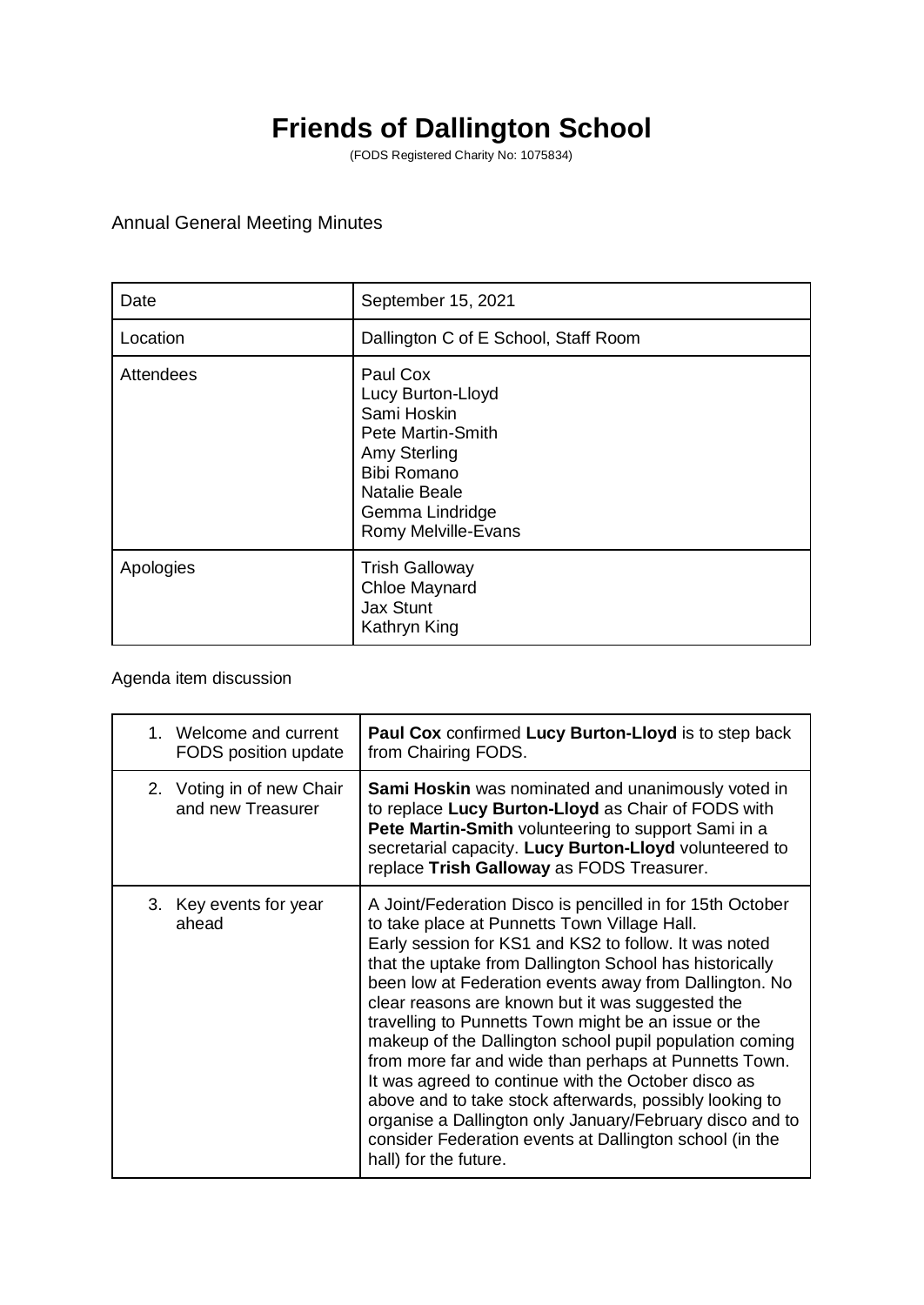# Friends of Dallington School

(FODS Registered Charity No: 1075834)

Annual General Meeting Minutes

| | |
|---|---|
| Date | September 15, 2021 |
| Location | Dallington C of E School, Staff Room |
| Attendees | Paul Cox<br>Lucy Burton-Lloyd<br>Sami Hoskin<br>Pete Martin-Smith<br>Amy Sterling<br>Bibi Romano<br>Natalie Beale<br>Gemma Lindridge<br>Romy Melville-Evans |
| Apologies | Trish Galloway<br>Chloe Maynard<br>Jax Stunt<br>Kathryn King |

Agenda item discussion

| | |
|---|---|
| 1. Welcome and current FODS position update | **Paul Cox** confirmed **Lucy Burton-Lloyd** is to step back from Chairing FODS. |
| 2. Voting in of new Chair and new Treasurer | **Sami Hoskin** was nominated and unanimously voted in to replace **Lucy Burton-Lloyd** as Chair of FODS with **Pete Martin-Smith** volunteering to support Sami in a secretarial capacity. **Lucy Burton-Lloyd** volunteered to replace **Trish Galloway** as FODS Treasurer. |
| 3. Key events for year ahead | A Joint/Federation Disco is pencilled in for 15th October to take place at Punnetts Town Village Hall.<br>Early session for KS1 and KS2 to follow. It was noted that the uptake from Dallington School has historically been low at Federation events away from Dallington. No clear reasons are known but it was suggested the travelling to Punnetts Town might be an issue or the makeup of the Dallington school pupil population coming from more far and wide than perhaps at Punnetts Town. It was agreed to continue with the October disco as above and to take stock afterwards, possibly looking to organise a Dallington only January/February disco and to consider Federation events at Dallington school (in the hall) for the future. |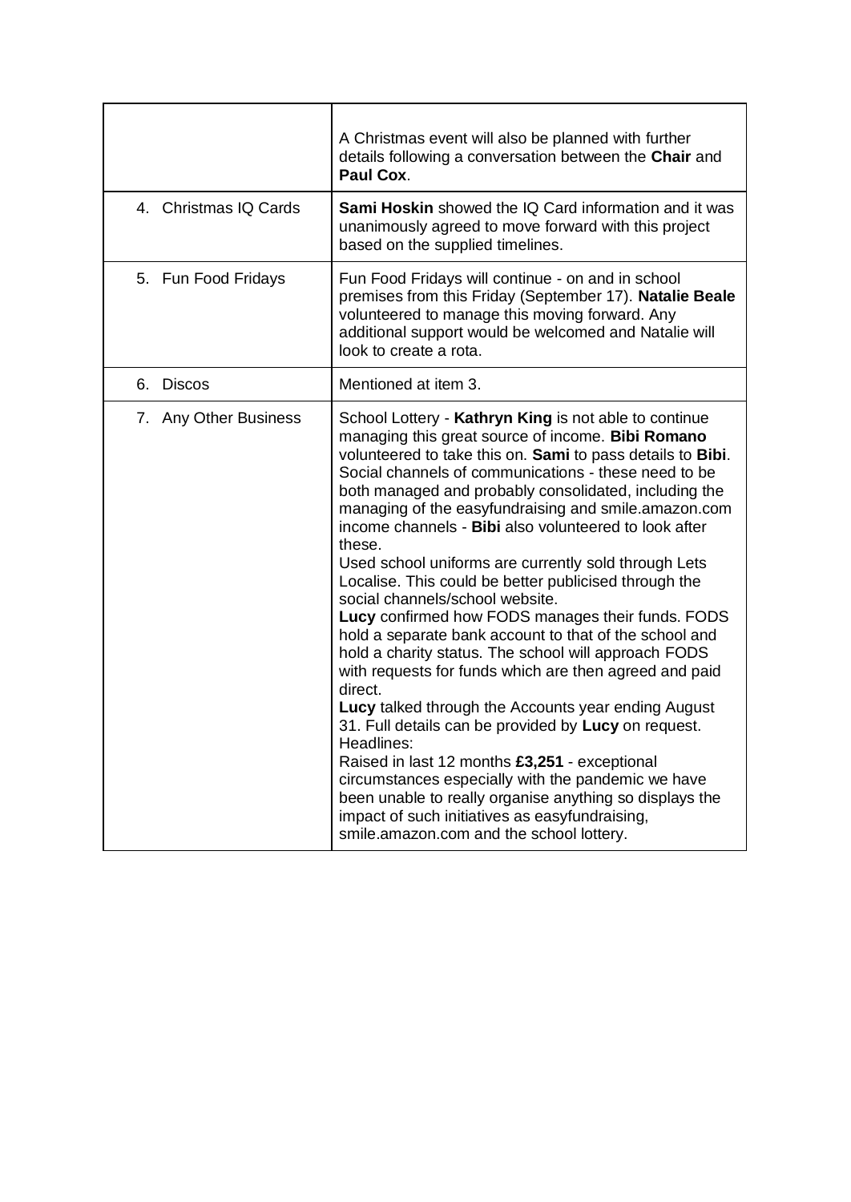| | |
|---|---|
| | A Christmas event will also be planned with further details following a conversation between the **Chair** and **Paul Cox**. |
| 4. Christmas IQ Cards | **Sami Hoskin** showed the IQ Card information and it was unanimously agreed to move forward with this project based on the supplied timelines. |
| 5. Fun Food Fridays | Fun Food Fridays will continue - on and in school premises from this Friday (September 17). **Natalie Beale** volunteered to manage this moving forward. Any additional support would be welcomed and Natalie will look to create a rota. |
| 6. Discos | Mentioned at item 3. |
| 7. Any Other Business | School Lottery - **Kathryn King** is not able to continue managing this great source of income. **Bibi Romano** volunteered to take this on. **Sami** to pass details to **Bibi**.<br>Social channels of communications - these need to be both managed and probably consolidated, including the managing of the easyfundraising and smile.amazon.com income channels - **Bibi** also volunteered to look after these.<br>Used school uniforms are currently sold through Lets Localise. This could be better publicised through the social channels/school website.<br>**Lucy** confirmed how FODS manages their funds. FODS hold a separate bank account to that of the school and hold a charity status. The school will approach FODS with requests for funds which are then agreed and paid direct.<br>**Lucy** talked through the Accounts year ending August 31. Full details can be provided by **Lucy** on request.<br>Headlines:<br>Raised in last 12 months **£3,251** - exceptional circumstances especially with the pandemic we have been unable to really organise anything so displays the impact of such initiatives as easyfundraising, smile.amazon.com and the school lottery. |